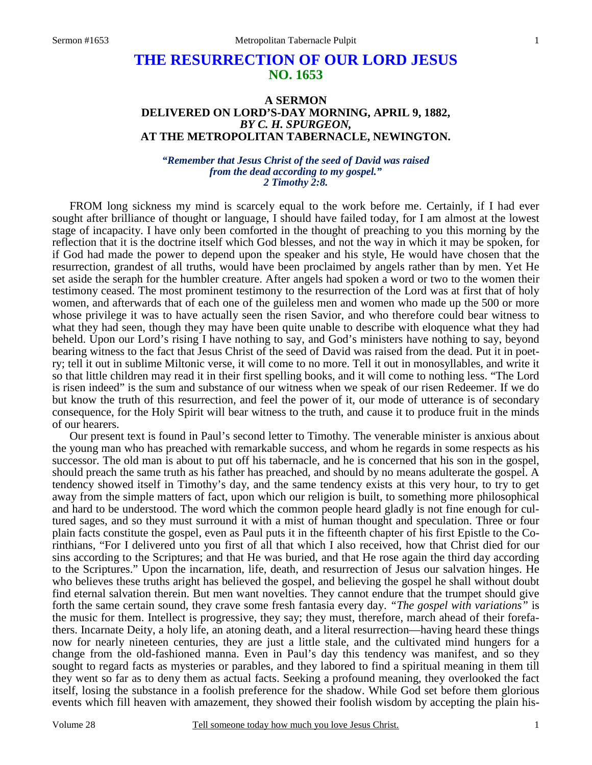# THE RESURRECTION OF OUR LORD JESUS
## NO. 1653

### A SERMON
### DELIVERED ON LORD'S-DAY MORNING, APRIL 9, 1882,
### *BY C. H. SPURGEON,*
### AT THE METROPOLITAN TABERNACLE, NEWINGTON.

***"Remember that Jesus Christ of the seed of David was raised from the dead according to my gospel." 2 Timothy 2:8.***

FROM long sickness my mind is scarcely equal to the work before me. Certainly, if I had ever sought after brilliance of thought or language, I should have failed today, for I am almost at the lowest stage of incapacity. I have only been comforted in the thought of preaching to you this morning by the reflection that it is the doctrine itself which God blesses, and not the way in which it may be spoken, for if God had made the power to depend upon the speaker and his style, He would have chosen that the resurrection, grandest of all truths, would have been proclaimed by angels rather than by men. Yet He set aside the seraph for the humbler creature. After angels had spoken a word or two to the women their testimony ceased. The most prominent testimony to the resurrection of the Lord was at first that of holy women, and afterwards that of each one of the guileless men and women who made up the 500 or more whose privilege it was to have actually seen the risen Savior, and who therefore could bear witness to what they had seen, though they may have been quite unable to describe with eloquence what they had beheld. Upon our Lord's rising I have nothing to say, and God's ministers have nothing to say, beyond bearing witness to the fact that Jesus Christ of the seed of David was raised from the dead. Put it in poetry; tell it out in sublime Miltonic verse, it will come to no more. Tell it out in monosyllables, and write it so that little children may read it in their first spelling books, and it will come to nothing less. "The Lord is risen indeed" is the sum and substance of our witness when we speak of our risen Redeemer. If we do but know the truth of this resurrection, and feel the power of it, our mode of utterance is of secondary consequence, for the Holy Spirit will bear witness to the truth, and cause it to produce fruit in the minds of our hearers.

Our present text is found in Paul's second letter to Timothy. The venerable minister is anxious about the young man who has preached with remarkable success, and whom he regards in some respects as his successor. The old man is about to put off his tabernacle, and he is concerned that his son in the gospel, should preach the same truth as his father has preached, and should by no means adulterate the gospel. A tendency showed itself in Timothy's day, and the same tendency exists at this very hour, to try to get away from the simple matters of fact, upon which our religion is built, to something more philosophical and hard to be understood. The word which the common people heard gladly is not fine enough for cultured sages, and so they must surround it with a mist of human thought and speculation. Three or four plain facts constitute the gospel, even as Paul puts it in the fifteenth chapter of his first Epistle to the Corinthians, "For I delivered unto you first of all that which I also received, how that Christ died for our sins according to the Scriptures; and that He was buried, and that He rose again the third day according to the Scriptures." Upon the incarnation, life, death, and resurrection of Jesus our salvation hinges. He who believes these truths aright has believed the gospel, and believing the gospel he shall without doubt find eternal salvation therein. But men want novelties. They cannot endure that the trumpet should give forth the same certain sound, they crave some fresh fantasia every day. *"The gospel with variations"* is the music for them. Intellect is progressive, they say; they must, therefore, march ahead of their forefathers. Incarnate Deity, a holy life, an atoning death, and a literal resurrection—having heard these things now for nearly nineteen centuries, they are just a little stale, and the cultivated mind hungers for a change from the old-fashioned manna. Even in Paul's day this tendency was manifest, and so they sought to regard facts as mysteries or parables, and they labored to find a spiritual meaning in them till they went so far as to deny them as actual facts. Seeking a profound meaning, they overlooked the fact itself, losing the substance in a foolish preference for the shadow. While God set before them glorious events which fill heaven with amazement, they showed their foolish wisdom by accepting the plain his-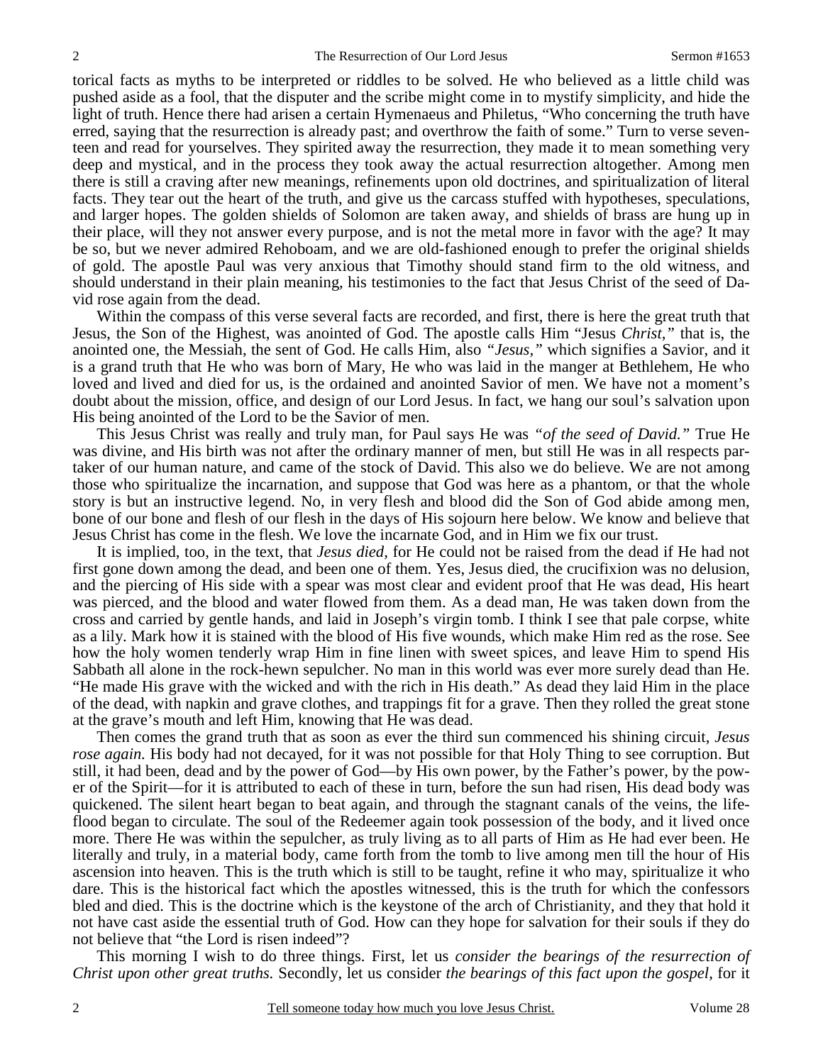torical facts as myths to be interpreted or riddles to be solved. He who believed as a little child was pushed aside as a fool, that the disputer and the scribe might come in to mystify simplicity, and hide the light of truth. Hence there had arisen a certain Hymenaeus and Philetus, "Who concerning the truth have erred, saying that the resurrection is already past; and overthrow the faith of some." Turn to verse seventeen and read for yourselves. They spirited away the resurrection, they made it to mean something very deep and mystical, and in the process they took away the actual resurrection altogether. Among men there is still a craving after new meanings, refinements upon old doctrines, and spiritualization of literal facts. They tear out the heart of the truth, and give us the carcass stuffed with hypotheses, speculations, and larger hopes. The golden shields of Solomon are taken away, and shields of brass are hung up in their place, will they not answer every purpose, and is not the metal more in favor with the age? It may be so, but we never admired Rehoboam, and we are old-fashioned enough to prefer the original shields of gold. The apostle Paul was very anxious that Timothy should stand firm to the old witness, and should understand in their plain meaning, his testimonies to the fact that Jesus Christ of the seed of David rose again from the dead.

Within the compass of this verse several facts are recorded, and first, there is here the great truth that Jesus, the Son of the Highest, was anointed of God. The apostle calls Him "Jesus *Christ,"* that is, the anointed one, the Messiah, the sent of God. He calls Him, also *"Jesus,"* which signifies a Savior, and it is a grand truth that He who was born of Mary, He who was laid in the manger at Bethlehem, He who loved and lived and died for us, is the ordained and anointed Savior of men. We have not a moment's doubt about the mission, office, and design of our Lord Jesus. In fact, we hang our soul's salvation upon His being anointed of the Lord to be the Savior of men.

This Jesus Christ was really and truly man, for Paul says He was *"of the seed of David."* True He was divine, and His birth was not after the ordinary manner of men, but still He was in all respects partaker of our human nature, and came of the stock of David. This also we do believe. We are not among those who spiritualize the incarnation, and suppose that God was here as a phantom, or that the whole story is but an instructive legend. No, in very flesh and blood did the Son of God abide among men, bone of our bone and flesh of our flesh in the days of His sojourn here below. We know and believe that Jesus Christ has come in the flesh. We love the incarnate God, and in Him we fix our trust.

It is implied, too, in the text, that *Jesus died,* for He could not be raised from the dead if He had not first gone down among the dead, and been one of them. Yes, Jesus died, the crucifixion was no delusion, and the piercing of His side with a spear was most clear and evident proof that He was dead, His heart was pierced, and the blood and water flowed from them. As a dead man, He was taken down from the cross and carried by gentle hands, and laid in Joseph's virgin tomb. I think I see that pale corpse, white as a lily. Mark how it is stained with the blood of His five wounds, which make Him red as the rose. See how the holy women tenderly wrap Him in fine linen with sweet spices, and leave Him to spend His Sabbath all alone in the rock-hewn sepulcher. No man in this world was ever more surely dead than He. "He made His grave with the wicked and with the rich in His death." As dead they laid Him in the place of the dead, with napkin and grave clothes, and trappings fit for a grave. Then they rolled the great stone at the grave's mouth and left Him, knowing that He was dead.

Then comes the grand truth that as soon as ever the third sun commenced his shining circuit, *Jesus rose again.* His body had not decayed, for it was not possible for that Holy Thing to see corruption. But still, it had been, dead and by the power of God—by His own power, by the Father's power, by the power of the Spirit—for it is attributed to each of these in turn, before the sun had risen, His dead body was quickened. The silent heart began to beat again, and through the stagnant canals of the veins, the life-flood began to circulate. The soul of the Redeemer again took possession of the body, and it lived once more. There He was within the sepulcher, as truly living as to all parts of Him as He had ever been. He literally and truly, in a material body, came forth from the tomb to live among men till the hour of His ascension into heaven. This is the truth which is still to be taught, refine it who may, spiritualize it who dare. This is the historical fact which the apostles witnessed, this is the truth for which the confessors bled and died. This is the doctrine which is the keystone of the arch of Christianity, and they that hold it not have cast aside the essential truth of God. How can they hope for salvation for their souls if they do not believe that "the Lord is risen indeed"?

This morning I wish to do three things. First, let us *consider the bearings of the resurrection of Christ upon other great truths.* Secondly, let us consider *the bearings of this fact upon the gospel,* for it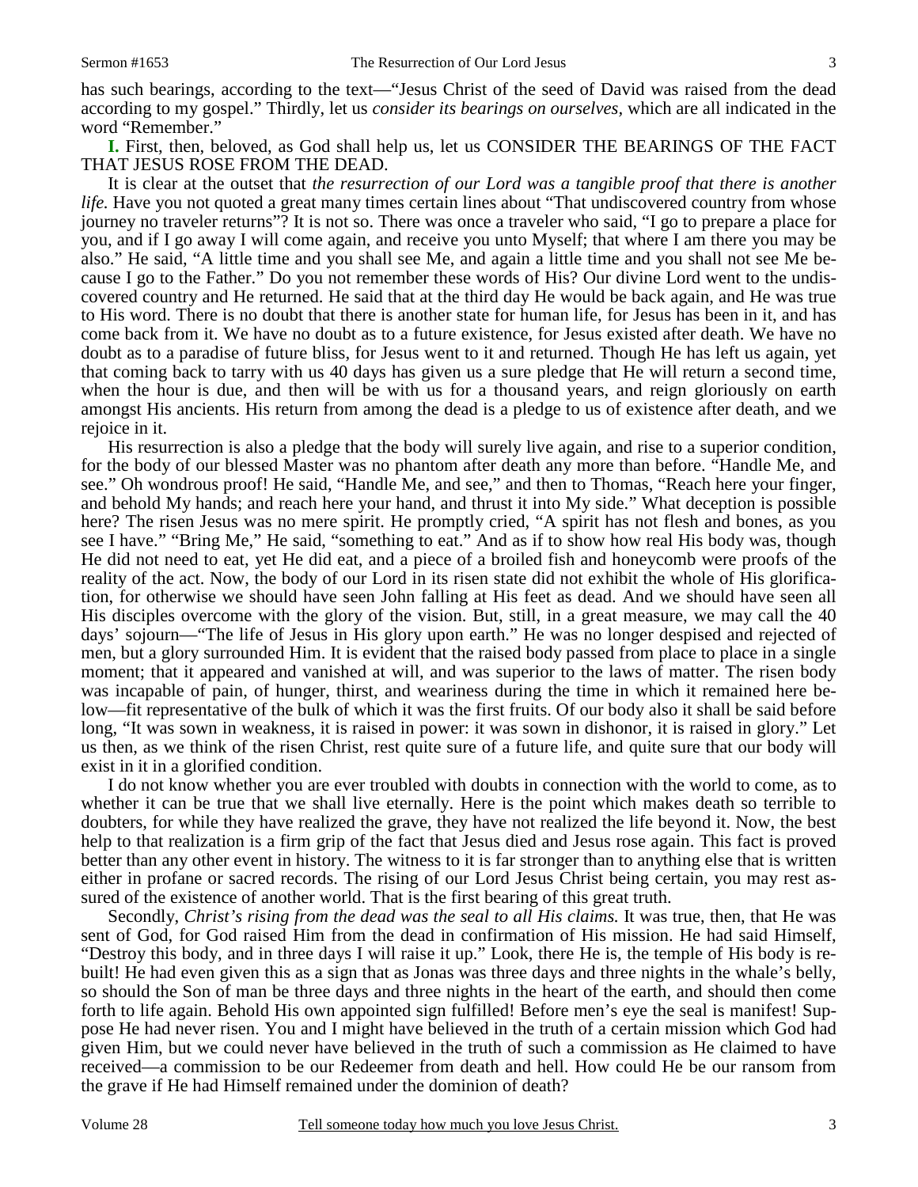has such bearings, according to the text—"Jesus Christ of the seed of David was raised from the dead according to my gospel." Thirdly, let us *consider its bearings on ourselves,* which are all indicated in the word "Remember."

**I.** First, then, beloved, as God shall help us, let us CONSIDER THE BEARINGS OF THE FACT THAT JESUS ROSE FROM THE DEAD.

It is clear at the outset that *the resurrection of our Lord was a tangible proof that there is another life.* Have you not quoted a great many times certain lines about "That undiscovered country from whose journey no traveler returns"? It is not so. There was once a traveler who said, "I go to prepare a place for you, and if I go away I will come again, and receive you unto Myself; that where I am there you may be also." He said, "A little time and you shall see Me, and again a little time and you shall not see Me because I go to the Father." Do you not remember these words of His? Our divine Lord went to the undiscovered country and He returned. He said that at the third day He would be back again, and He was true to His word. There is no doubt that there is another state for human life, for Jesus has been in it, and has come back from it. We have no doubt as to a future existence, for Jesus existed after death. We have no doubt as to a paradise of future bliss, for Jesus went to it and returned. Though He has left us again, yet that coming back to tarry with us 40 days has given us a sure pledge that He will return a second time, when the hour is due, and then will be with us for a thousand years, and reign gloriously on earth amongst His ancients. His return from among the dead is a pledge to us of existence after death, and we rejoice in it.

His resurrection is also a pledge that the body will surely live again, and rise to a superior condition, for the body of our blessed Master was no phantom after death any more than before. "Handle Me, and see." Oh wondrous proof! He said, "Handle Me, and see," and then to Thomas, "Reach here your finger, and behold My hands; and reach here your hand, and thrust it into My side." What deception is possible here? The risen Jesus was no mere spirit. He promptly cried, "A spirit has not flesh and bones, as you see I have." "Bring Me," He said, "something to eat." And as if to show how real His body was, though He did not need to eat, yet He did eat, and a piece of a broiled fish and honeycomb were proofs of the reality of the act. Now, the body of our Lord in its risen state did not exhibit the whole of His glorification, for otherwise we should have seen John falling at His feet as dead. And we should have seen all His disciples overcome with the glory of the vision. But, still, in a great measure, we may call the 40 days' sojourn—"The life of Jesus in His glory upon earth." He was no longer despised and rejected of men, but a glory surrounded Him. It is evident that the raised body passed from place to place in a single moment; that it appeared and vanished at will, and was superior to the laws of matter. The risen body was incapable of pain, of hunger, thirst, and weariness during the time in which it remained here below—fit representative of the bulk of which it was the first fruits. Of our body also it shall be said before long, "It was sown in weakness, it is raised in power: it was sown in dishonor, it is raised in glory." Let us then, as we think of the risen Christ, rest quite sure of a future life, and quite sure that our body will exist in it in a glorified condition.

I do not know whether you are ever troubled with doubts in connection with the world to come, as to whether it can be true that we shall live eternally. Here is the point which makes death so terrible to doubters, for while they have realized the grave, they have not realized the life beyond it. Now, the best help to that realization is a firm grip of the fact that Jesus died and Jesus rose again. This fact is proved better than any other event in history. The witness to it is far stronger than to anything else that is written either in profane or sacred records. The rising of our Lord Jesus Christ being certain, you may rest assured of the existence of another world. That is the first bearing of this great truth.

Secondly, *Christ's rising from the dead was the seal to all His claims.* It was true, then, that He was sent of God, for God raised Him from the dead in confirmation of His mission. He had said Himself, "Destroy this body, and in three days I will raise it up." Look, there He is, the temple of His body is rebuilt! He had even given this as a sign that as Jonas was three days and three nights in the whale's belly, so should the Son of man be three days and three nights in the heart of the earth, and should then come forth to life again. Behold His own appointed sign fulfilled! Before men's eye the seal is manifest! Suppose He had never risen. You and I might have believed in the truth of a certain mission which God had given Him, but we could never have believed in the truth of such a commission as He claimed to have received—a commission to be our Redeemer from death and hell. How could He be our ransom from the grave if He had Himself remained under the dominion of death?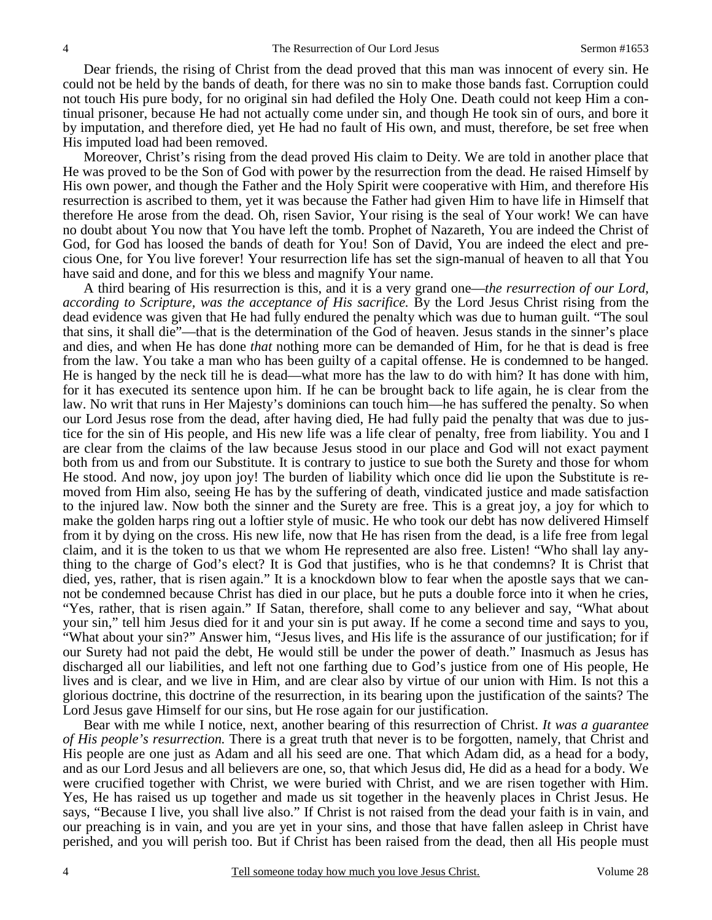Dear friends, the rising of Christ from the dead proved that this man was innocent of every sin. He could not be held by the bands of death, for there was no sin to make those bands fast. Corruption could not touch His pure body, for no original sin had defiled the Holy One. Death could not keep Him a continual prisoner, because He had not actually come under sin, and though He took sin of ours, and bore it by imputation, and therefore died, yet He had no fault of His own, and must, therefore, be set free when His imputed load had been removed.

Moreover, Christ's rising from the dead proved His claim to Deity. We are told in another place that He was proved to be the Son of God with power by the resurrection from the dead. He raised Himself by His own power, and though the Father and the Holy Spirit were cooperative with Him, and therefore His resurrection is ascribed to them, yet it was because the Father had given Him to have life in Himself that therefore He arose from the dead. Oh, risen Savior, Your rising is the seal of Your work! We can have no doubt about You now that You have left the tomb. Prophet of Nazareth, You are indeed the Christ of God, for God has loosed the bands of death for You! Son of David, You are indeed the elect and precious One, for You live forever! Your resurrection life has set the sign-manual of heaven to all that You have said and done, and for this we bless and magnify Your name.

A third bearing of His resurrection is this, and it is a very grand one—*the resurrection of our Lord, according to Scripture, was the acceptance of His sacrifice.* By the Lord Jesus Christ rising from the dead evidence was given that He had fully endured the penalty which was due to human guilt. "The soul that sins, it shall die"—that is the determination of the God of heaven. Jesus stands in the sinner's place and dies, and when He has done *that* nothing more can be demanded of Him, for he that is dead is free from the law. You take a man who has been guilty of a capital offense. He is condemned to be hanged. He is hanged by the neck till he is dead—what more has the law to do with him? It has done with him, for it has executed its sentence upon him. If he can be brought back to life again, he is clear from the law. No writ that runs in Her Majesty's dominions can touch him—he has suffered the penalty. So when our Lord Jesus rose from the dead, after having died, He had fully paid the penalty that was due to justice for the sin of His people, and His new life was a life clear of penalty, free from liability. You and I are clear from the claims of the law because Jesus stood in our place and God will not exact payment both from us and from our Substitute. It is contrary to justice to sue both the Surety and those for whom He stood. And now, joy upon joy! The burden of liability which once did lie upon the Substitute is removed from Him also, seeing He has by the suffering of death, vindicated justice and made satisfaction to the injured law. Now both the sinner and the Surety are free. This is a great joy, a joy for which to make the golden harps ring out a loftier style of music. He who took our debt has now delivered Himself from it by dying on the cross. His new life, now that He has risen from the dead, is a life free from legal claim, and it is the token to us that we whom He represented are also free. Listen! "Who shall lay anything to the charge of God's elect? It is God that justifies, who is he that condemns? It is Christ that died, yes, rather, that is risen again." It is a knockdown blow to fear when the apostle says that we cannot be condemned because Christ has died in our place, but he puts a double force into it when he cries, "Yes, rather, that is risen again." If Satan, therefore, shall come to any believer and say, "What about your sin," tell him Jesus died for it and your sin is put away. If he come a second time and says to you, "What about your sin?" Answer him, "Jesus lives, and His life is the assurance of our justification; for if our Surety had not paid the debt, He would still be under the power of death." Inasmuch as Jesus has discharged all our liabilities, and left not one farthing due to God's justice from one of His people, He lives and is clear, and we live in Him, and are clear also by virtue of our union with Him. Is not this a glorious doctrine, this doctrine of the resurrection, in its bearing upon the justification of the saints? The Lord Jesus gave Himself for our sins, but He rose again for our justification.

Bear with me while I notice, next, another bearing of this resurrection of Christ. *It was a guarantee of His people's resurrection.* There is a great truth that never is to be forgotten, namely, that Christ and His people are one just as Adam and all his seed are one. That which Adam did, as a head for a body, and as our Lord Jesus and all believers are one, so, that which Jesus did, He did as a head for a body. We were crucified together with Christ, we were buried with Christ, and we are risen together with Him. Yes, He has raised us up together and made us sit together in the heavenly places in Christ Jesus. He says, "Because I live, you shall live also." If Christ is not raised from the dead your faith is in vain, and our preaching is in vain, and you are yet in your sins, and those that have fallen asleep in Christ have perished, and you will perish too. But if Christ has been raised from the dead, then all His people must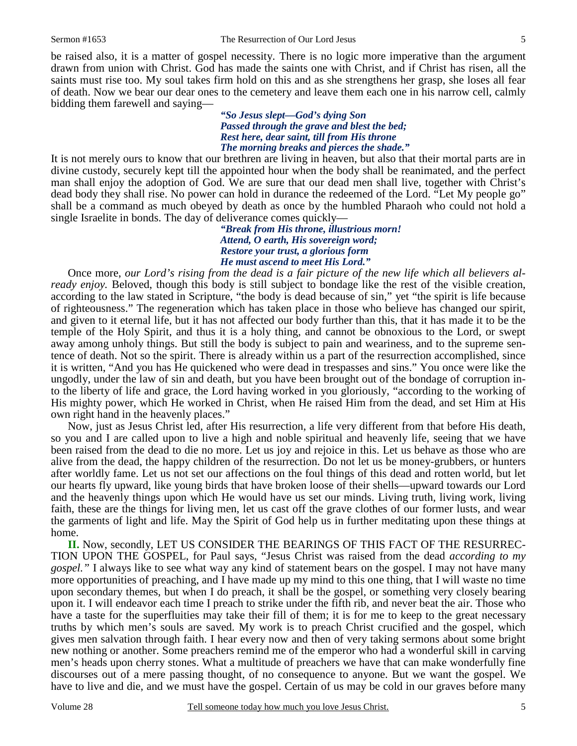be raised also, it is a matter of gospel necessity. There is no logic more imperative than the argument drawn from union with Christ. God has made the saints one with Christ, and if Christ has risen, all the saints must rise too. My soul takes firm hold on this and as she strengthens her grasp, she loses all fear of death. Now we bear our dear ones to the cemetery and leave them each one in his narrow cell, calmly bidding them farewell and saying—

> ***"So Jesus slept—God's dying Son***
> ***Passed through the grave and blest the bed;***
> ***Rest here, dear saint, till from His throne***
> ***The morning breaks and pierces the shade."***

It is not merely ours to know that our brethren are living in heaven, but also that their mortal parts are in divine custody, securely kept till the appointed hour when the body shall be reanimated, and the perfect man shall enjoy the adoption of God. We are sure that our dead men shall live, together with Christ's dead body they shall rise. No power can hold in durance the redeemed of the Lord. "Let My people go" shall be a command as much obeyed by death as once by the humbled Pharaoh who could not hold a single Israelite in bonds. The day of deliverance comes quickly—

> ***"Break from His throne, illustrious morn!***
> ***Attend, O earth, His sovereign word;***
> ***Restore your trust, a glorious form***
> ***He must ascend to meet His Lord."***

Once more, *our Lord's rising from the dead is a fair picture of the new life which all believers already enjoy.* Beloved, though this body is still subject to bondage like the rest of the visible creation, according to the law stated in Scripture, "the body is dead because of sin," yet "the spirit is life because of righteousness." The regeneration which has taken place in those who believe has changed our spirit, and given to it eternal life, but it has not affected our body further than this, that it has made it to be the temple of the Holy Spirit, and thus it is a holy thing, and cannot be obnoxious to the Lord, or swept away among unholy things. But still the body is subject to pain and weariness, and to the supreme sentence of death. Not so the spirit. There is already within us a part of the resurrection accomplished, since it is written, "And you has He quickened who were dead in trespasses and sins." You once were like the ungodly, under the law of sin and death, but you have been brought out of the bondage of corruption into the liberty of life and grace, the Lord having worked in you gloriously, "according to the working of His mighty power, which He worked in Christ, when He raised Him from the dead, and set Him at His own right hand in the heavenly places."

Now, just as Jesus Christ led, after His resurrection, a life very different from that before His death, so you and I are called upon to live a high and noble spiritual and heavenly life, seeing that we have been raised from the dead to die no more. Let us joy and rejoice in this. Let us behave as those who are alive from the dead, the happy children of the resurrection. Do not let us be money-grubbers, or hunters after worldly fame. Let us not set our affections on the foul things of this dead and rotten world, but let our hearts fly upward, like young birds that have broken loose of their shells—upward towards our Lord and the heavenly things upon which He would have us set our minds. Living truth, living work, living faith, these are the things for living men, let us cast off the grave clothes of our former lusts, and wear the garments of light and life. May the Spirit of God help us in further meditating upon these things at home.

**II.** Now, secondly, LET US CONSIDER THE BEARINGS OF THIS FACT OF THE RESURRECTION UPON THE GOSPEL, for Paul says, "Jesus Christ was raised from the dead *according to my gospel."* I always like to see what way any kind of statement bears on the gospel. I may not have many more opportunities of preaching, and I have made up my mind to this one thing, that I will waste no time upon secondary themes, but when I do preach, it shall be the gospel, or something very closely bearing upon it. I will endeavor each time I preach to strike under the fifth rib, and never beat the air. Those who have a taste for the superfluities may take their fill of them; it is for me to keep to the great necessary truths by which men's souls are saved. My work is to preach Christ crucified and the gospel, which gives men salvation through faith. I hear every now and then of very taking sermons about some bright new nothing or another. Some preachers remind me of the emperor who had a wonderful skill in carving men's heads upon cherry stones. What a multitude of preachers we have that can make wonderfully fine discourses out of a mere passing thought, of no consequence to anyone. But we want the gospel. We have to live and die, and we must have the gospel. Certain of us may be cold in our graves before many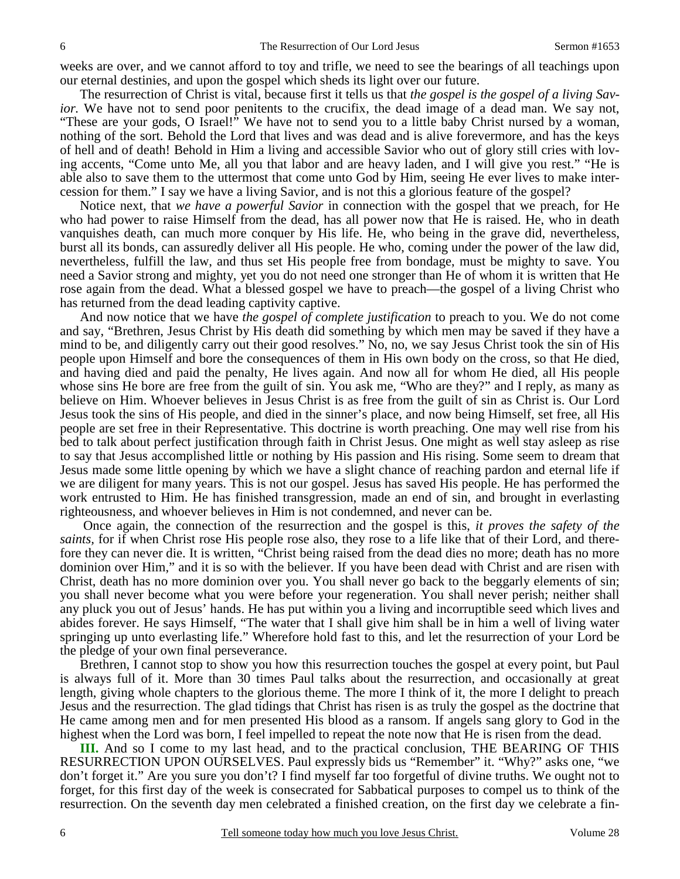weeks are over, and we cannot afford to toy and trifle, we need to see the bearings of all teachings upon our eternal destinies, and upon the gospel which sheds its light over our future.

The resurrection of Christ is vital, because first it tells us that *the gospel is the gospel of a living Savior.* We have not to send poor penitents to the crucifix, the dead image of a dead man. We say not, "These are your gods, O Israel!" We have not to send you to a little baby Christ nursed by a woman, nothing of the sort. Behold the Lord that lives and was dead and is alive forevermore, and has the keys of hell and of death! Behold in Him a living and accessible Savior who out of glory still cries with loving accents, "Come unto Me, all you that labor and are heavy laden, and I will give you rest." "He is able also to save them to the uttermost that come unto God by Him, seeing He ever lives to make intercession for them." I say we have a living Savior, and is not this a glorious feature of the gospel?

Notice next, that *we have a powerful Savior* in connection with the gospel that we preach, for He who had power to raise Himself from the dead, has all power now that He is raised. He, who in death vanquishes death, can much more conquer by His life. He, who being in the grave did, nevertheless, burst all its bonds, can assuredly deliver all His people. He who, coming under the power of the law did, nevertheless, fulfill the law, and thus set His people free from bondage, must be mighty to save. You need a Savior strong and mighty, yet you do not need one stronger than He of whom it is written that He rose again from the dead. What a blessed gospel we have to preach—the gospel of a living Christ who has returned from the dead leading captivity captive.

And now notice that we have *the gospel of complete justification* to preach to you. We do not come and say, "Brethren, Jesus Christ by His death did something by which men may be saved if they have a mind to be, and diligently carry out their good resolves." No, no, we say Jesus Christ took the sin of His people upon Himself and bore the consequences of them in His own body on the cross, so that He died, and having died and paid the penalty, He lives again. And now all for whom He died, all His people whose sins He bore are free from the guilt of sin. You ask me, "Who are they?" and I reply, as many as believe on Him. Whoever believes in Jesus Christ is as free from the guilt of sin as Christ is. Our Lord Jesus took the sins of His people, and died in the sinner's place, and now being Himself, set free, all His people are set free in their Representative. This doctrine is worth preaching. One may well rise from his bed to talk about perfect justification through faith in Christ Jesus. One might as well stay asleep as rise to say that Jesus accomplished little or nothing by His passion and His rising. Some seem to dream that Jesus made some little opening by which we have a slight chance of reaching pardon and eternal life if we are diligent for many years. This is not our gospel. Jesus has saved His people. He has performed the work entrusted to Him. He has finished transgression, made an end of sin, and brought in everlasting righteousness, and whoever believes in Him is not condemned, and never can be.

Once again, the connection of the resurrection and the gospel is this, *it proves the safety of the saints*, for if when Christ rose His people rose also, they rose to a life like that of their Lord, and therefore they can never die. It is written, "Christ being raised from the dead dies no more; death has no more dominion over Him," and it is so with the believer. If you have been dead with Christ and are risen with Christ, death has no more dominion over you. You shall never go back to the beggarly elements of sin; you shall never become what you were before your regeneration. You shall never perish; neither shall any pluck you out of Jesus' hands. He has put within you a living and incorruptible seed which lives and abides forever. He says Himself, "The water that I shall give him shall be in him a well of living water springing up unto everlasting life." Wherefore hold fast to this, and let the resurrection of your Lord be the pledge of your own final perseverance.

Brethren, I cannot stop to show you how this resurrection touches the gospel at every point, but Paul is always full of it. More than 30 times Paul talks about the resurrection, and occasionally at great length, giving whole chapters to the glorious theme. The more I think of it, the more I delight to preach Jesus and the resurrection. The glad tidings that Christ has risen is as truly the gospel as the doctrine that He came among men and for men presented His blood as a ransom. If angels sang glory to God in the highest when the Lord was born, I feel impelled to repeat the note now that He is risen from the dead.

**III.** And so I come to my last head, and to the practical conclusion, THE BEARING OF THIS RESURRECTION UPON OURSELVES. Paul expressly bids us "Remember" it. "Why?" asks one, "we don't forget it." Are you sure you don't? I find myself far too forgetful of divine truths. We ought not to forget, for this first day of the week is consecrated for Sabbatical purposes to compel us to think of the resurrection. On the seventh day men celebrated a finished creation, on the first day we celebrate a fin-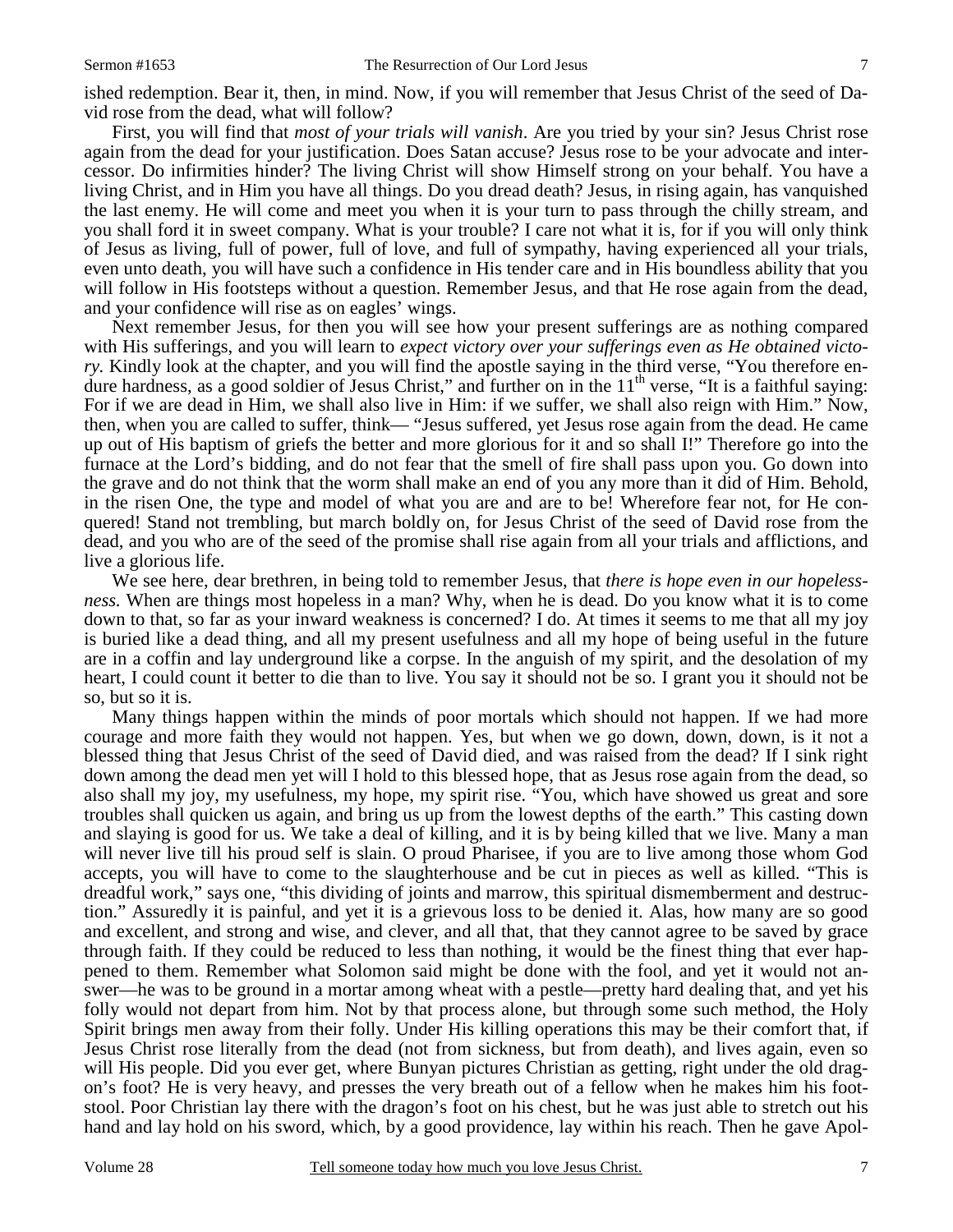ished redemption. Bear it, then, in mind. Now, if you will remember that Jesus Christ of the seed of David rose from the dead, what will follow?

First, you will find that *most of your trials will vanish*. Are you tried by your sin? Jesus Christ rose again from the dead for your justification. Does Satan accuse? Jesus rose to be your advocate and intercessor. Do infirmities hinder? The living Christ will show Himself strong on your behalf. You have a living Christ, and in Him you have all things. Do you dread death? Jesus, in rising again, has vanquished the last enemy. He will come and meet you when it is your turn to pass through the chilly stream, and you shall ford it in sweet company. What is your trouble? I care not what it is, for if you will only think of Jesus as living, full of power, full of love, and full of sympathy, having experienced all your trials, even unto death, you will have such a confidence in His tender care and in His boundless ability that you will follow in His footsteps without a question. Remember Jesus, and that He rose again from the dead, and your confidence will rise as on eagles' wings.

Next remember Jesus, for then you will see how your present sufferings are as nothing compared with His sufferings, and you will learn to *expect victory over your sufferings even as He obtained victory*. Kindly look at the chapter, and you will find the apostle saying in the third verse, "You therefore endure hardness, as a good soldier of Jesus Christ," and further on in the 11th verse, "It is a faithful saying: For if we are dead in Him, we shall also live in Him: if we suffer, we shall also reign with Him." Now, then, when you are called to suffer, think— "Jesus suffered, yet Jesus rose again from the dead. He came up out of His baptism of griefs the better and more glorious for it and so shall I!" Therefore go into the furnace at the Lord's bidding, and do not fear that the smell of fire shall pass upon you. Go down into the grave and do not think that the worm shall make an end of you any more than it did of Him. Behold, in the risen One, the type and model of what you are and are to be! Wherefore fear not, for He conquered! Stand not trembling, but march boldly on, for Jesus Christ of the seed of David rose from the dead, and you who are of the seed of the promise shall rise again from all your trials and afflictions, and live a glorious life.

We see here, dear brethren, in being told to remember Jesus, that *there is hope even in our hopelessness.* When are things most hopeless in a man? Why, when he is dead. Do you know what it is to come down to that, so far as your inward weakness is concerned? I do. At times it seems to me that all my joy is buried like a dead thing, and all my present usefulness and all my hope of being useful in the future are in a coffin and lay underground like a corpse. In the anguish of my spirit, and the desolation of my heart, I could count it better to die than to live. You say it should not be so. I grant you it should not be so, but so it is.

Many things happen within the minds of poor mortals which should not happen. If we had more courage and more faith they would not happen. Yes, but when we go down, down, down, is it not a blessed thing that Jesus Christ of the seed of David died, and was raised from the dead? If I sink right down among the dead men yet will I hold to this blessed hope, that as Jesus rose again from the dead, so also shall my joy, my usefulness, my hope, my spirit rise. "You, which have showed us great and sore troubles shall quicken us again, and bring us up from the lowest depths of the earth." This casting down and slaying is good for us. We take a deal of killing, and it is by being killed that we live. Many a man will never live till his proud self is slain. O proud Pharisee, if you are to live among those whom God accepts, you will have to come to the slaughterhouse and be cut in pieces as well as killed. "This is dreadful work," says one, "this dividing of joints and marrow, this spiritual dismemberment and destruction." Assuredly it is painful, and yet it is a grievous loss to be denied it. Alas, how many are so good and excellent, and strong and wise, and clever, and all that, that they cannot agree to be saved by grace through faith. If they could be reduced to less than nothing, it would be the finest thing that ever happened to them. Remember what Solomon said might be done with the fool, and yet it would not answer—he was to be ground in a mortar among wheat with a pestle—pretty hard dealing that, and yet his folly would not depart from him. Not by that process alone, but through some such method, the Holy Spirit brings men away from their folly. Under His killing operations this may be their comfort that, if Jesus Christ rose literally from the dead (not from sickness, but from death), and lives again, even so will His people. Did you ever get, where Bunyan pictures Christian as getting, right under the old dragon's foot? He is very heavy, and presses the very breath out of a fellow when he makes him his footstool. Poor Christian lay there with the dragon's foot on his chest, but he was just able to stretch out his hand and lay hold on his sword, which, by a good providence, lay within his reach. Then he gave Apol-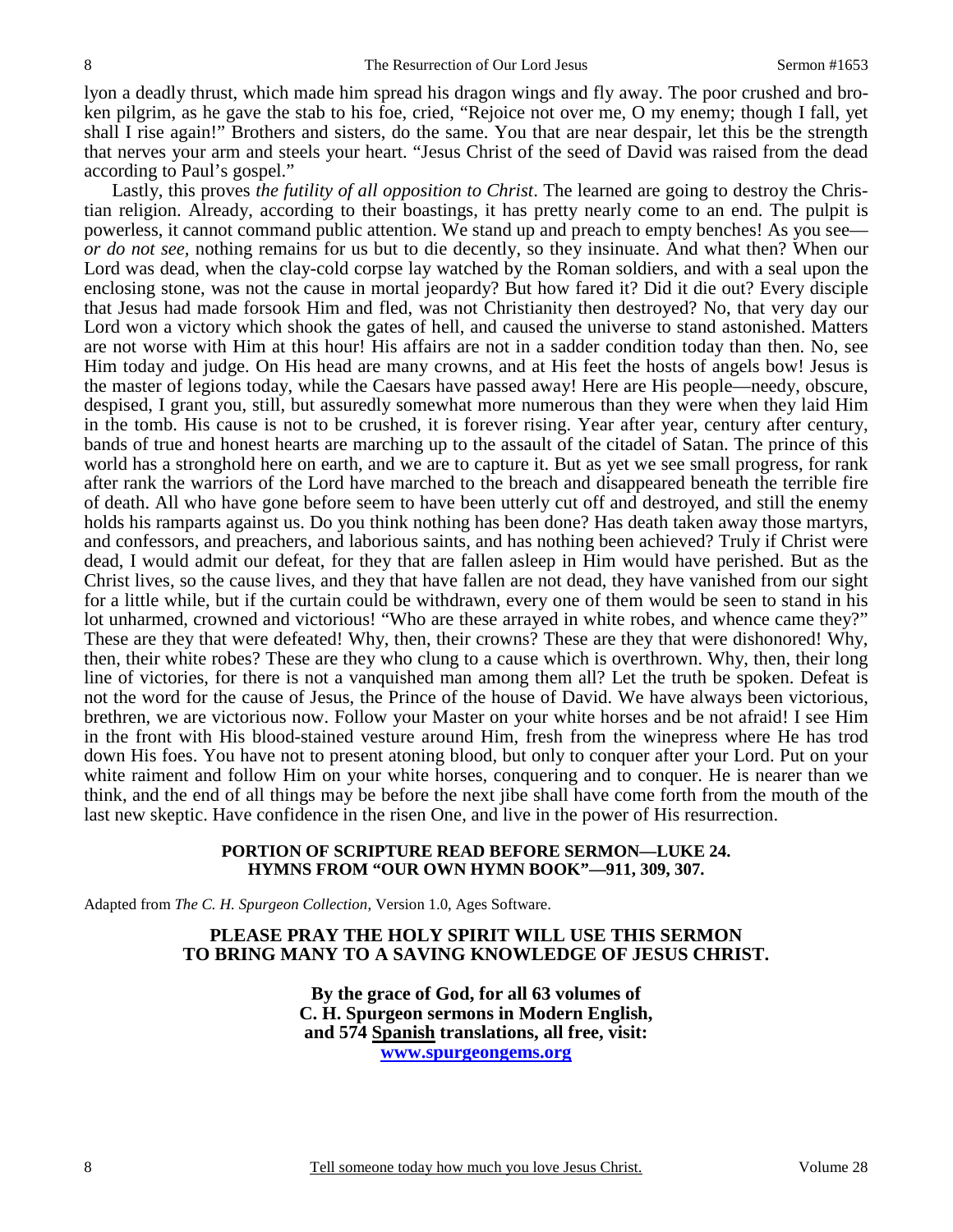lyon a deadly thrust, which made him spread his dragon wings and fly away. The poor crushed and broken pilgrim, as he gave the stab to his foe, cried, "Rejoice not over me, O my enemy; though I fall, yet shall I rise again!" Brothers and sisters, do the same. You that are near despair, let this be the strength that nerves your arm and steels your heart. "Jesus Christ of the seed of David was raised from the dead according to Paul's gospel."

Lastly, this proves *the futility of all opposition to Christ*. The learned are going to destroy the Christian religion. Already, according to their boastings, it has pretty nearly come to an end. The pulpit is powerless, it cannot command public attention. We stand up and preach to empty benches! As you see—*or do not see*, nothing remains for us but to die decently, so they insinuate. And what then? When our Lord was dead, when the clay-cold corpse lay watched by the Roman soldiers, and with a seal upon the enclosing stone, was not the cause in mortal jeopardy? But how fared it? Did it die out? Every disciple that Jesus had made forsook Him and fled, was not Christianity then destroyed? No, that very day our Lord won a victory which shook the gates of hell, and caused the universe to stand astonished. Matters are not worse with Him at this hour! His affairs are not in a sadder condition today than then. No, see Him today and judge. On His head are many crowns, and at His feet the hosts of angels bow! Jesus is the master of legions today, while the Caesars have passed away! Here are His people—needy, obscure, despised, I grant you, still, but assuredly somewhat more numerous than they were when they laid Him in the tomb. His cause is not to be crushed, it is forever rising. Year after year, century after century, bands of true and honest hearts are marching up to the assault of the citadel of Satan. The prince of this world has a stronghold here on earth, and we are to capture it. But as yet we see small progress, for rank after rank the warriors of the Lord have marched to the breach and disappeared beneath the terrible fire of death. All who have gone before seem to have been utterly cut off and destroyed, and still the enemy holds his ramparts against us. Do you think nothing has been done? Has death taken away those martyrs, and confessors, and preachers, and laborious saints, and has nothing been achieved? Truly if Christ were dead, I would admit our defeat, for they that are fallen asleep in Him would have perished. But as the Christ lives, so the cause lives, and they that have fallen are not dead, they have vanished from our sight for a little while, but if the curtain could be withdrawn, every one of them would be seen to stand in his lot unharmed, crowned and victorious! "Who are these arrayed in white robes, and whence came they?" These are they that were defeated! Why, then, their crowns? These are they that were dishonored! Why, then, their white robes? These are they who clung to a cause which is overthrown. Why, then, their long line of victories, for there is not a vanquished man among them all? Let the truth be spoken. Defeat is not the word for the cause of Jesus, the Prince of the house of David. We have always been victorious, brethren, we are victorious now. Follow your Master on your white horses and be not afraid! I see Him in the front with His blood-stained vesture around Him, fresh from the winepress where He has trod down His foes. You have not to present atoning blood, but only to conquer after your Lord. Put on your white raiment and follow Him on your white horses, conquering and to conquer. He is nearer than we think, and the end of all things may be before the next jibe shall have come forth from the mouth of the last new skeptic. Have confidence in the risen One, and live in the power of His resurrection.

**PORTION OF SCRIPTURE READ BEFORE SERMON—LUKE 24.**
**HYMNS FROM "OUR OWN HYMN BOOK"—911, 309, 307.**

Adapted from *The C. H. Spurgeon Collection*, Version 1.0, Ages Software.

**PLEASE PRAY THE HOLY SPIRIT WILL USE THIS SERMON TO BRING MANY TO A SAVING KNOWLEDGE OF JESUS CHRIST.**

**By the grace of God, for all 63 volumes of C. H. Spurgeon sermons in Modern English, and 574 Spanish translations, all free, visit: www.spurgeongems.org**